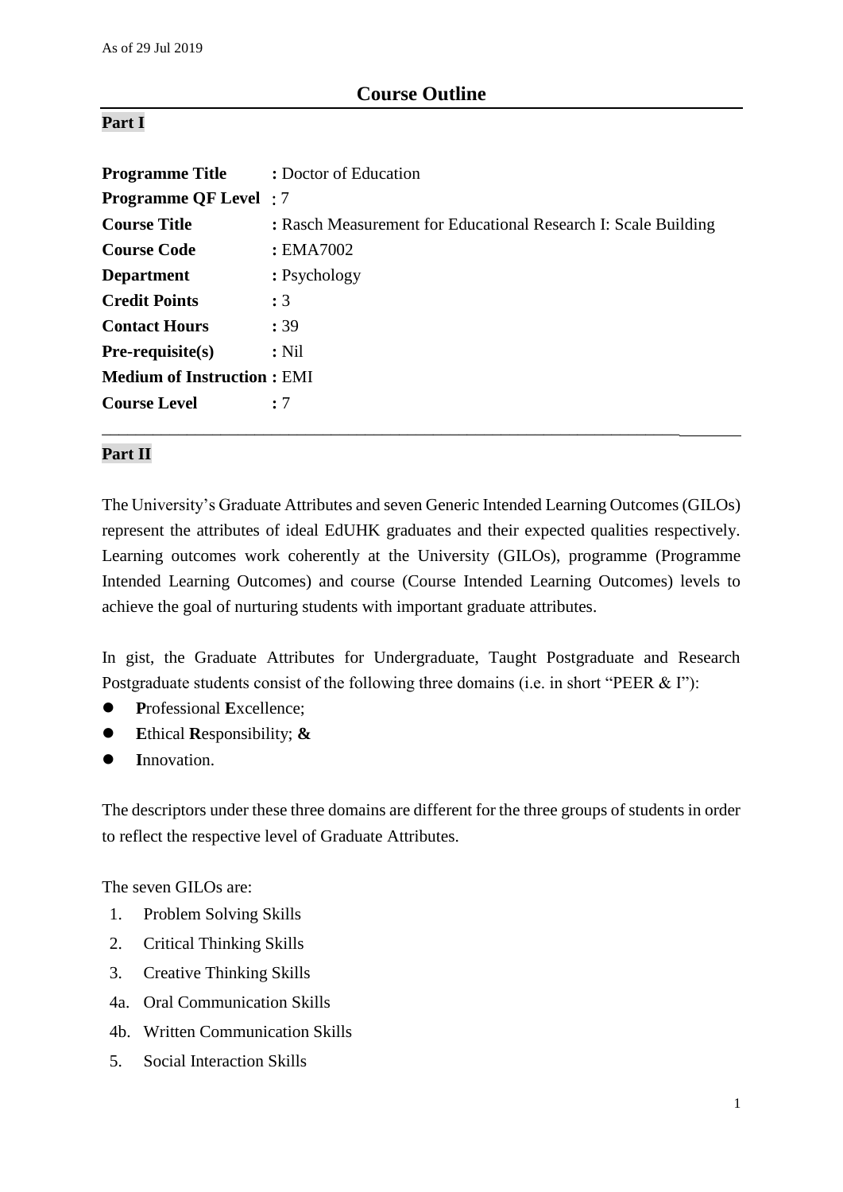As of 29 Jul 2019

# Course Outline

## Part I

**Programme Title** : Doctor of Education
**Programme QF Level** : 7
**Course Title** : Rasch Measurement for Educational Research I: Scale Building
**Course Code** : EMA7002
**Department** : Psychology
**Credit Points** : 3
**Contact Hours** : 39
**Pre-requisite(s)** : Nil
**Medium of Instruction** : EMI
**Course Level** : 7

---

## Part II

The University's Graduate Attributes and seven Generic Intended Learning Outcomes (GILOs) represent the attributes of ideal EdUHK graduates and their expected qualities respectively. Learning outcomes work coherently at the University (GILOs), programme (Programme Intended Learning Outcomes) and course (Course Intended Learning Outcomes) levels to achieve the goal of nurturing students with important graduate attributes.

In gist, the Graduate Attributes for Undergraduate, Taught Postgraduate and Research Postgraduate students consist of the following three domains (i.e. in short "PEER & I"):

- **P**rofessional **E**xcellence;
- **E**thical **R**esponsibility; **&**
- **I**nnovation.

The descriptors under these three domains are different for the three groups of students in order to reflect the respective level of Graduate Attributes.

The seven GILOs are:

1. Problem Solving Skills
2. Critical Thinking Skills
3. Creative Thinking Skills

4a. Oral Communication Skills

4b. Written Communication Skills

5. Social Interaction Skills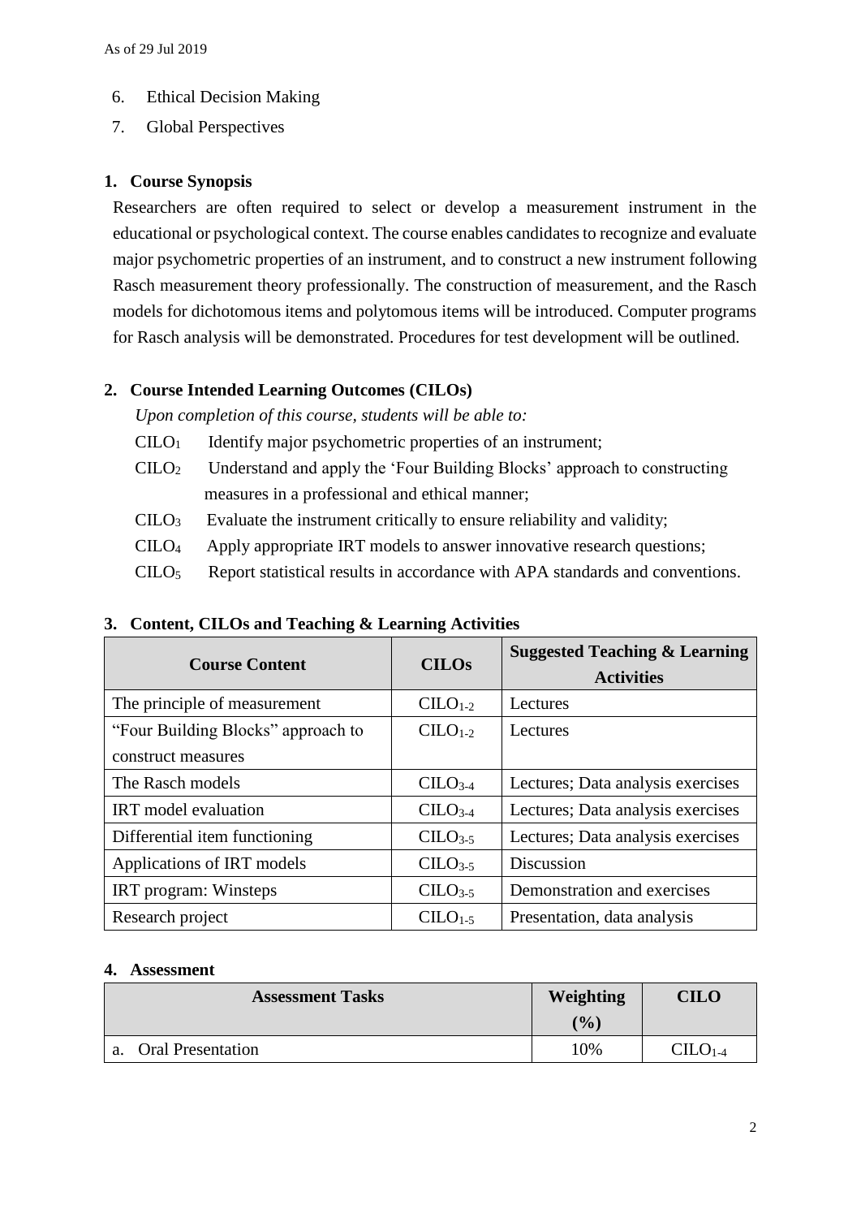6. Ethical Decision Making
7. Global Perspectives

## 1. Course Synopsis

Researchers are often required to select or develop a measurement instrument in the educational or psychological context. The course enables candidates to recognize and evaluate major psychometric properties of an instrument, and to construct a new instrument following Rasch measurement theory professionally. The construction of measurement, and the Rasch models for dichotomous items and polytomous items will be introduced. Computer programs for Rasch analysis will be demonstrated. Procedures for test development will be outlined.

## 2. Course Intended Learning Outcomes (CILOs)

*Upon completion of this course, students will be able to:*

$CILO_1$ Identify major psychometric properties of an instrument;

$CILO_2$ Understand and apply the 'Four Building Blocks' approach to constructing measures in a professional and ethical manner;

$CILO_3$ Evaluate the instrument critically to ensure reliability and validity;

$CILO_4$ Apply appropriate IRT models to answer innovative research questions;

$CILO_5$ Report statistical results in accordance with APA standards and conventions.

## 3. Content, CILOs and Teaching & Learning Activities

| Course Content | CILOs | Suggested Teaching & Learning Activities |
|---|---|---|
| The principle of measurement | $CILO_{1-2}$ | Lectures |
| "Four Building Blocks" approach to construct measures | $CILO_{1-2}$ | Lectures |
| The Rasch models | $CILO_{3-4}$ | Lectures; Data analysis exercises |
| IRT model evaluation | $CILO_{3-4}$ | Lectures; Data analysis exercises |
| Differential item functioning | $CILO_{3-5}$ | Lectures; Data analysis exercises |
| Applications of IRT models | $CILO_{3-5}$ | Discussion |
| IRT program: Winsteps | $CILO_{3-5}$ | Demonstration and exercises |
| Research project | $CILO_{1-5}$ | Presentation, data analysis |

## 4. Assessment

| Assessment Tasks | Weighting (%) | CILO |
|---|---|---|
| a. Oral Presentation | 10% | $CILO_{1-4}$ |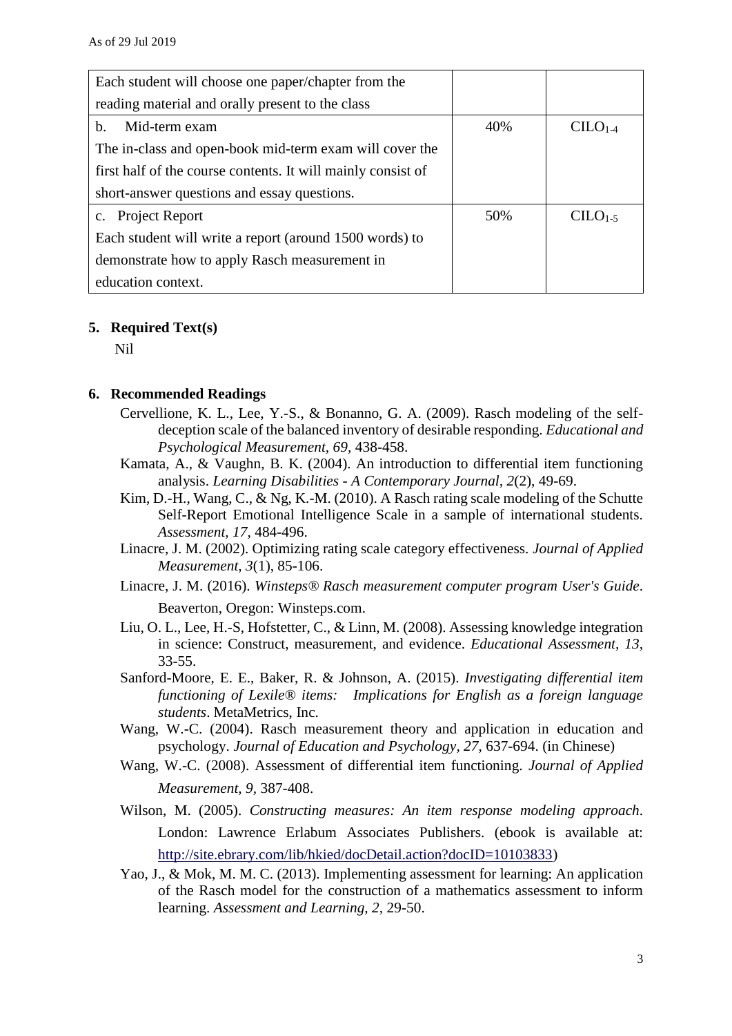| | | |
|---|---|---|
| Each student will choose one paper/chapter from the reading material and orally present to the class | | |
| b. Mid-term exam<br>The in-class and open-book mid-term exam will cover the first half of the course contents. It will mainly consist of short-answer questions and essay questions. | 40% | $CILO_{1-4}$ |
| c. Project Report<br>Each student will write a report (around 1500 words) to demonstrate how to apply Rasch measurement in education context. | 50% | $CILO_{1-5}$ |

## 5. Required Text(s)

Nil

## 6. Recommended Readings

Cervellione, K. L., Lee, Y.-S., & Bonanno, G. A. (2009). Rasch modeling of the self-deception scale of the balanced inventory of desirable responding. *Educational and Psychological Measurement, 69*, 438-458.

Kamata, A., & Vaughn, B. K. (2004). An introduction to differential item functioning analysis. *Learning Disabilities - A Contemporary Journal, 2*(2), 49-69.

Kim, D.-H., Wang, C., & Ng, K.-M. (2010). A Rasch rating scale modeling of the Schutte Self-Report Emotional Intelligence Scale in a sample of international students. *Assessment, 17*, 484-496.

Linacre, J. M. (2002). Optimizing rating scale category effectiveness. *Journal of Applied Measurement, 3*(1), 85-106.

Linacre, J. M. (2016). *Winsteps® Rasch measurement computer program User's Guide*. Beaverton, Oregon: Winsteps.com.

Liu, O. L., Lee, H.-S, Hofstetter, C., & Linn, M. (2008). Assessing knowledge integration in science: Construct, measurement, and evidence. *Educational Assessment, 13*, 33-55.

Sanford-Moore, E. E., Baker, R. & Johnson, A. (2015). *Investigating differential item functioning of Lexile® items: Implications for English as a foreign language students*. MetaMetrics, Inc.

Wang, W.-C. (2004). Rasch measurement theory and application in education and psychology. *Journal of Education and Psychology, 27*, 637-694. (in Chinese)

Wang, W.-C. (2008). Assessment of differential item functioning. *Journal of Applied Measurement, 9*, 387-408.

Wilson, M. (2005). *Constructing measures: An item response modeling approach*. London: Lawrence Erlabum Associates Publishers. (ebook is available at: http://site.ebrary.com/lib/hkied/docDetail.action?docID=10103833)

Yao, J., & Mok, M. M. C. (2013). Implementing assessment for learning: An application of the Rasch model for the construction of a mathematics assessment to inform learning. *Assessment and Learning, 2*, 29-50.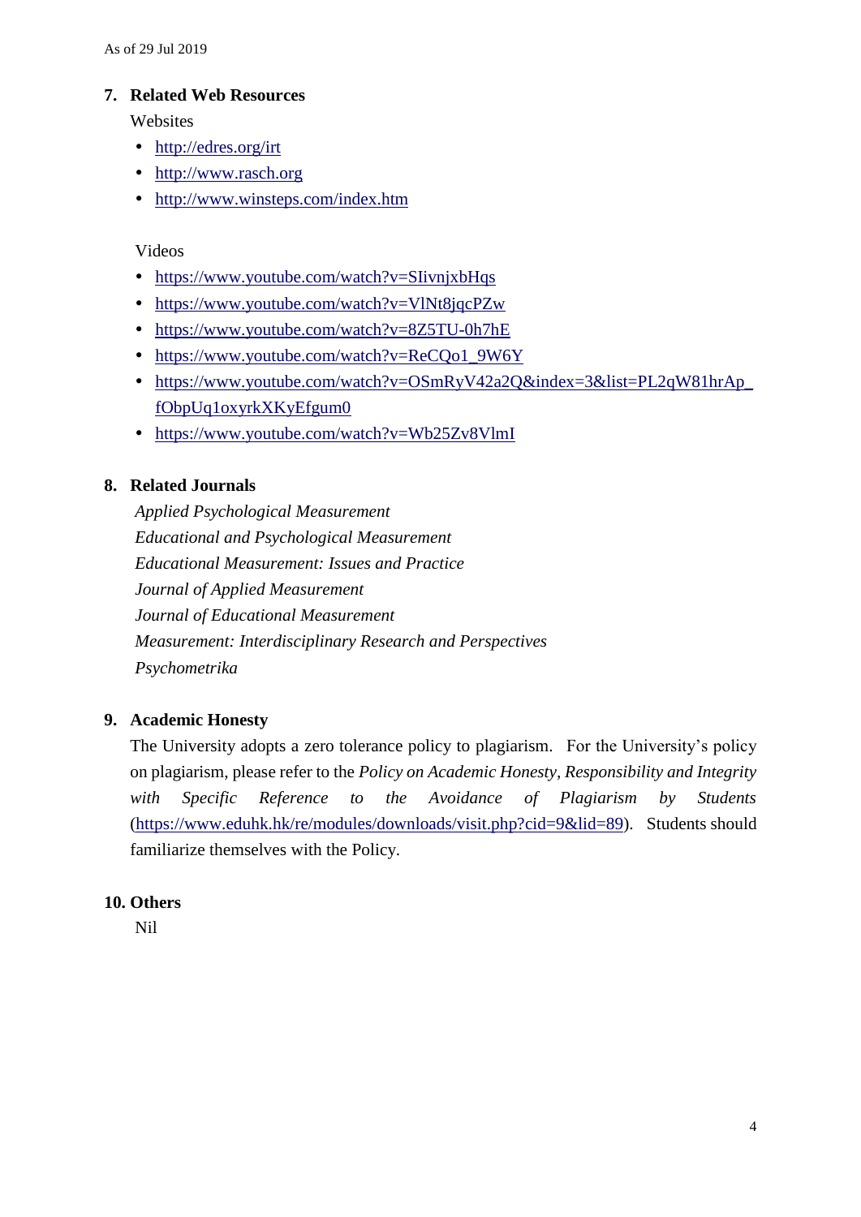## 7. Related Web Resources

Websites

- http://edres.org/irt
- http://www.rasch.org
- http://www.winsteps.com/index.htm

Videos

- https://www.youtube.com/watch?v=SIivnjxbHqs
- https://www.youtube.com/watch?v=VlNt8jqcPZw
- https://www.youtube.com/watch?v=8Z5TU-0h7hE
- https://www.youtube.com/watch?v=ReCQo1_9W6Y
- https://www.youtube.com/watch?v=OSmRyV42a2Q&index=3&list=PL2qW81hrAp_fObpUq1oxyrkXKyEfgum0
- https://www.youtube.com/watch?v=Wb25Zv8VlmI

## 8. Related Journals

*Applied Psychological Measurement*
*Educational and Psychological Measurement*
*Educational Measurement: Issues and Practice*
*Journal of Applied Measurement*
*Journal of Educational Measurement*
*Measurement: Interdisciplinary Research and Perspectives*
*Psychometrika*

## 9. Academic Honesty

The University adopts a zero tolerance policy to plagiarism. For the University's policy on plagiarism, please refer to the *Policy on Academic Honesty, Responsibility and Integrity with Specific Reference to the Avoidance of Plagiarism by Students* (https://www.eduhk.hk/re/modules/downloads/visit.php?cid=9&lid=89). Students should familiarize themselves with the Policy.

## 10. Others

Nil